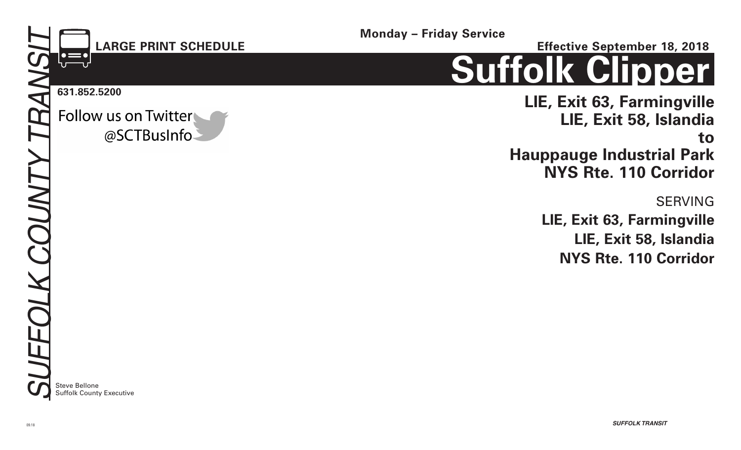SUFFOLK COUNTY TRANSIT

**LARGE PRINT SCHEDULE**

**Monday – Friday Service**

**Effective September 18, 2018**

# Suffolk Clipper

**631.852.5200**

Follow us on Twitter
@SCTBusInfo

## LIE, Exit 63, Farmingville
## LIE, Exit 58, Islandia
## to
## Hauppauge Industrial Park
## NYS Rte. 110 Corridor

SERVING

**LIE, Exit 63, Farmingville**

**LIE, Exit 58, Islandia**

**NYS Rte. 110 Corridor**

Steve Bellone
Suffolk County Executive

09.18

*SUFFOLK TRANSIT*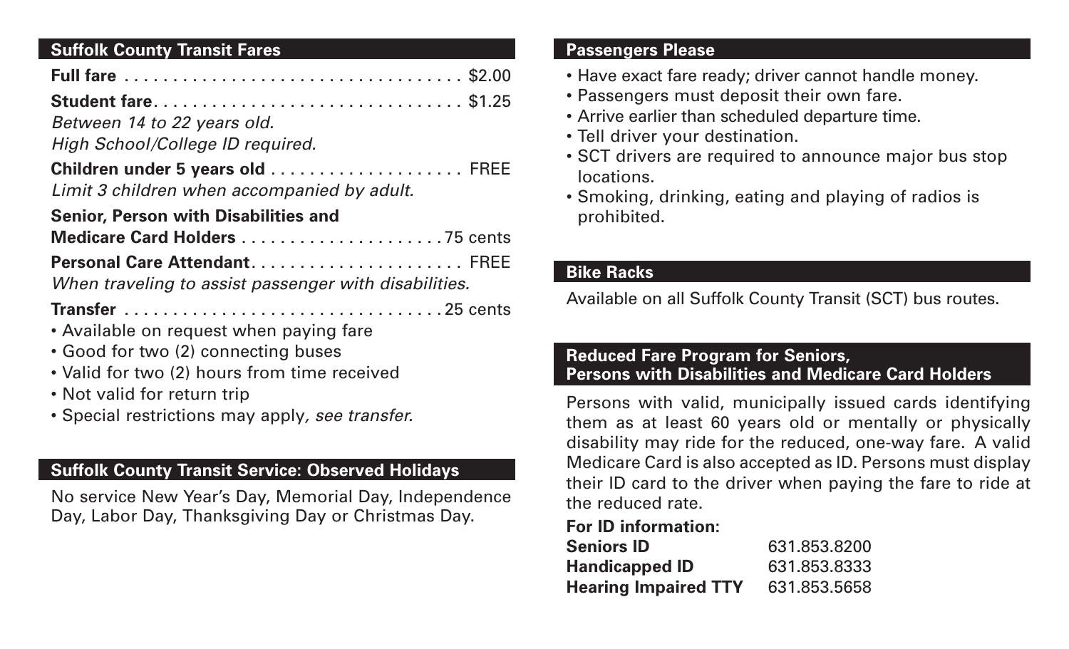## Suffolk County Transit Fares

**Full fare** . . . . . . . . . . . . . . . . . . . . . . . . . . . . . . . . . . . $2.00

**Student fare**. . . . . . . . . . . . . . . . . . . . . . . . . . . . . . . . $1.25
*Between 14 to 22 years old.*
*High School/College ID required.*

**Children under 5 years old** . . . . . . . . . . . . . . . . . . . . FREE
*Limit 3 children when accompanied by adult.*

**Senior, Person with Disabilities and**
**Medicare Card Holders** . . . . . . . . . . . . . . . . . . . . . 75 cents

**Personal Care Attendant**. . . . . . . . . . . . . . . . . . . . . . FREE
*When traveling to assist passenger with disabilities.*

**Transfer** . . . . . . . . . . . . . . . . . . . . . . . . . . . . . . . . 25 cents

- Available on request when paying fare
- Good for two (2) connecting buses
- Valid for two (2) hours from time received
- Not valid for return trip
- Special restrictions may apply, *see transfer.*

## Suffolk County Transit Service: Observed Holidays

No service New Year's Day, Memorial Day, Independence Day, Labor Day, Thanksgiving Day or Christmas Day.

## Passengers Please

- Have exact fare ready; driver cannot handle money.
- Passengers must deposit their own fare.
- Arrive earlier than scheduled departure time.
- Tell driver your destination.
- SCT drivers are required to announce major bus stop locations.
- Smoking, drinking, eating and playing of radios is prohibited.

## Bike Racks

Available on all Suffolk County Transit (SCT) bus routes.

## Reduced Fare Program for Seniors, Persons with Disabilities and Medicare Card Holders

Persons with valid, municipally issued cards identifying them as at least 60 years old or mentally or physically disability may ride for the reduced, one-way fare. A valid Medicare Card is also accepted as ID. Persons must display their ID card to the driver when paying the fare to ride at the reduced rate.

**For ID information:**

| | |
|---|---|
| **Seniors ID** | 631.853.8200 |
| **Handicapped ID** | 631.853.8333 |
| **Hearing Impaired TTY** | 631.853.5658 |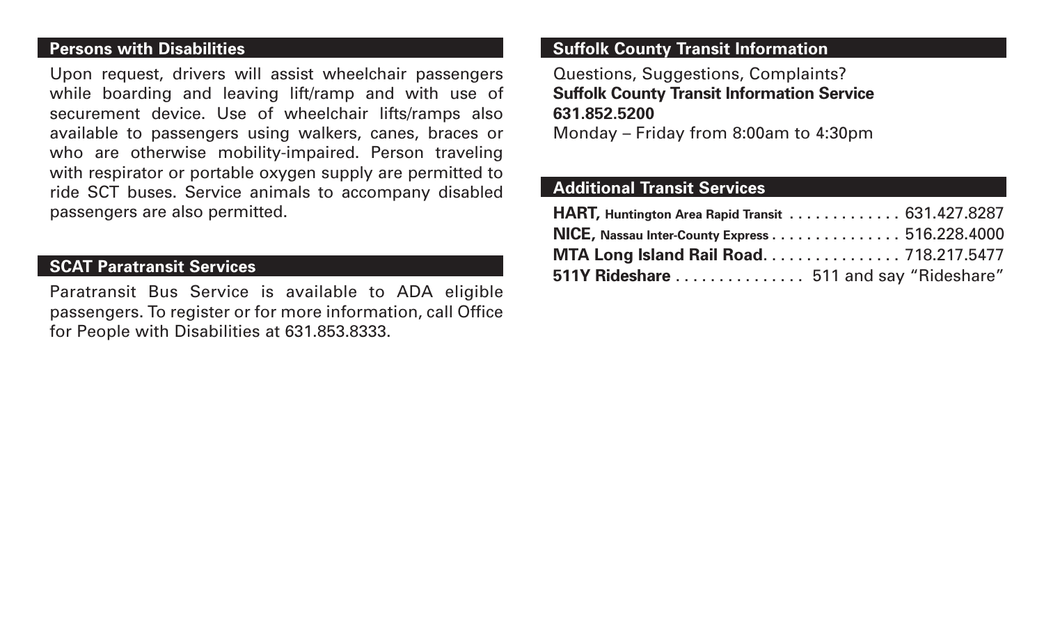## Persons with Disabilities

Upon request, drivers will assist wheelchair passengers while boarding and leaving lift/ramp and with use of securement device. Use of wheelchair lifts/ramps also available to passengers using walkers, canes, braces or who are otherwise mobility-impaired. Person traveling with respirator or portable oxygen supply are permitted to ride SCT buses. Service animals to accompany disabled passengers are also permitted.

## SCAT Paratransit Services

Paratransit Bus Service is available to ADA eligible passengers. To register or for more information, call Office for People with Disabilities at 631.853.8333.

## Suffolk County Transit Information

Questions, Suggestions, Complaints?
**Suffolk County Transit Information Service**
**631.852.5200**
Monday – Friday from 8:00am to 4:30pm

## Additional Transit Services

**HART,** **Huntington Area Rapid Transit** . . . . . . . . . . . . . 631.427.8287
**NICE,** **Nassau Inter-County Express** . . . . . . . . . . . . . . . 516.228.4000
**MTA Long Island Rail Road**. . . . . . . . . . . . . . . . 718.217.5477
**511Y Rideshare** . . . . . . . . . . . . . . . 511 and say "Rideshare"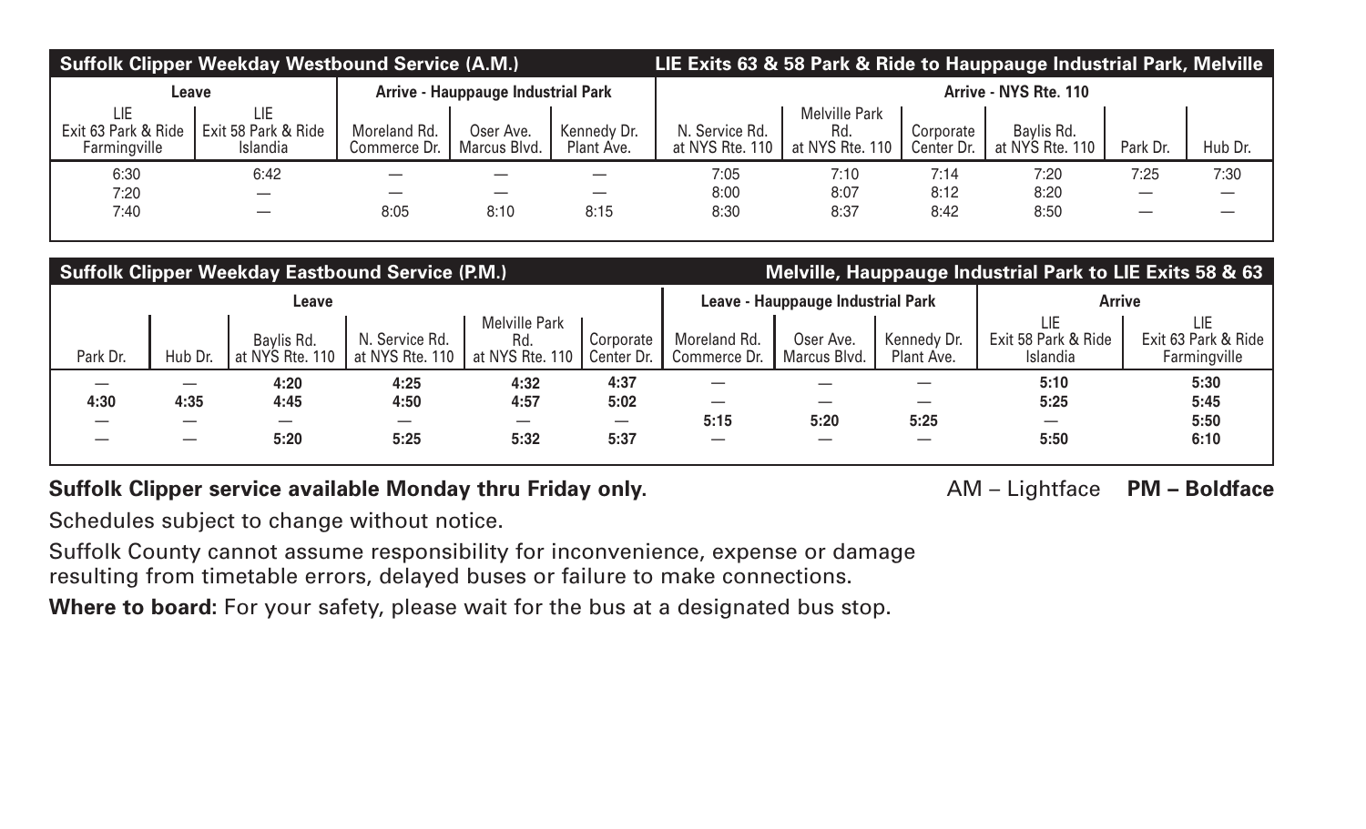| Suffolk Clipper Weekday Westbound Service (A.M.) | | | | | LIE Exits 63 & 58 Park & Ride to Hauppauge Industrial Park, Melville | | | | | |
|---|---|---|---|---|---|---|---|---|---|---|
| Leave | | Arrive - Hauppauge Industrial Park | | | Arrive - NYS Rte. 110 | | | | | |
| LIE Exit 63 Park & Ride Farmingville | LIE Exit 58 Park & Ride Islandia | Moreland Rd. Commerce Dr. | Oser Ave. Marcus Blvd. | Kennedy Dr. Plant Ave. | N. Service Rd. at NYS Rte. 110 | Melville Park Rd. at NYS Rte. 110 | Corporate Center Dr. | Baylis Rd. at NYS Rte. 110 | Park Dr. | Hub Dr. |
| 6:30 | 6:42 | — | — | — | 7:05 | 7:10 | 7:14 | 7:20 | 7:25 | 7:30 |
| 7:20 | — | — | — | — | 8:00 | 8:07 | 8:12 | 8:20 | — | — |
| 7:40 | — | 8:05 | 8:10 | 8:15 | 8:30 | 8:37 | 8:42 | 8:50 | — | — |

| Suffolk Clipper Weekday Eastbound Service (P.M.) | | | | | | Melville, Hauppauge Industrial Park to LIE Exits 58 & 63 | | | | |
|---|---|---|---|---|---|---|---|---|---|---|
| Leave | | | | | | Leave - Hauppauge Industrial Park | | | Arrive | |
| Park Dr. | Hub Dr. | Baylis Rd. at NYS Rte. 110 | N. Service Rd. at NYS Rte. 110 | Melville Park Rd. at NYS Rte. 110 | Corporate Center Dr. | Moreland Rd. Commerce Dr. | Oser Ave. Marcus Blvd. | Kennedy Dr. Plant Ave. | LIE Exit 58 Park & Ride Islandia | LIE Exit 63 Park & Ride Farmingville |
| — | — | **4:20** | **4:25** | **4:32** | **4:37** | — | — | — | **5:10** | **5:30** |
| **4:30** | **4:35** | **4:45** | **4:50** | **4:57** | **5:02** | — | — | — | **5:25** | **5:45** |
| — | — | — | — | — | — | **5:15** | **5:20** | **5:25** | — | **5:50** |
| — | — | **5:20** | **5:25** | **5:32** | **5:37** | — | — | — | **5:50** | **6:10** |

**Suffolk Clipper service available Monday thru Friday only.**

AM – Lightface **PM – Boldface**

Schedules subject to change without notice.

Suffolk County cannot assume responsibility for inconvenience, expense or damage resulting from timetable errors, delayed buses or failure to make connections.

**Where to board:** For your safety, please wait for the bus at a designated bus stop.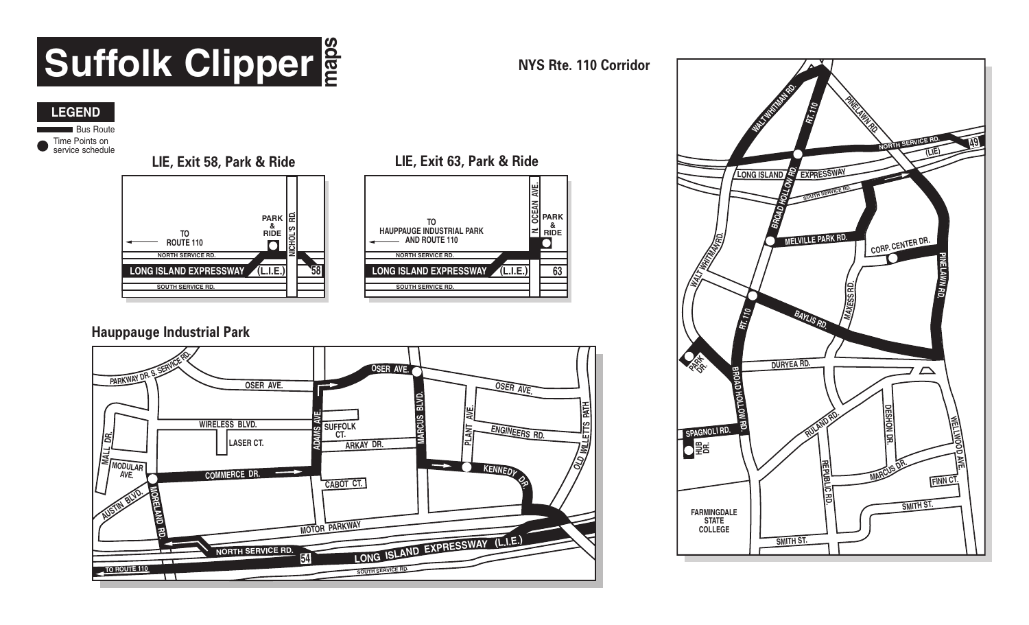# Suffolk Clipper maps

## LEGEND

Bus Route

Time Points on service schedule

### LIE, Exit 58, Park & Ride

TO ROUTE 110

PARK & RIDE

NICHOL'S RD.

NORTH SERVICE RD.

LONG ISLAND EXPRESSWAY (L.I.E.)

58

SOUTH SERVICE RD.

### LIE, Exit 63, Park & Ride

TO HAUPPAUGE INDUSTRIAL PARK AND ROUTE 110

N. OCEAN AVE.

PARK & RIDE

NORTH SERVICE RD.

LONG ISLAND EXPRESSWAY (L.I.E.)

63

SOUTH SERVICE RD.

### Hauppauge Industrial Park

PARKWAY DR. S. SERVICE RD.

OSER AVE.

OSER AVE.

OSER AVE.

WIRELESS BLVD.

LASER CT.

MALL DR.

MODULAR AVE.

COMMERCE DR.

ADAMS AVE.

SUFFOLK CT.

ARKAY DR.

MARCUS BLVD.

PLANT AVE.

ENGINEERS RD.

OLD WILLETS PATH

KENNEDY DR.

CABOT CT.

AUSTIN BLVD.

MORELAND RD.

MOTOR PARKWAY

NORTH SERVICE RD.

54

LONG ISLAND EXPRESSWAY (L.I.E.)

SOUTH SERVICE RD.

TO ROUTE 110

### NYS Rte. 110 Corridor

WALT WHITMAN RD.

RT. 110

PINELAWN RD.

NORTH SERVICE RD.

49

(LIE)

LONG ISLAND EXPRESSWAY

SOUTH SERVICE RD.

BROAD HOLLOW RD.

MELVILLE PARK RD.

CORP. CENTER DR.

WALT WHITMAN RD.

MAXESS RD.

PINELAWN RD.

RT. 110

BAYLIS RD.

PARK DR.

DURYEA RD.

BROAD HOLLOW RD.

SPAGNOLI RD.

HUB DR.

RULAND RD.

DESHON DR.

WELLWOOD AVE.

REPUBLIC RD.

MARCUS DR.

FINN CT.

SMITH ST.

FARMINGDALE STATE COLLEGE

SMITH ST.